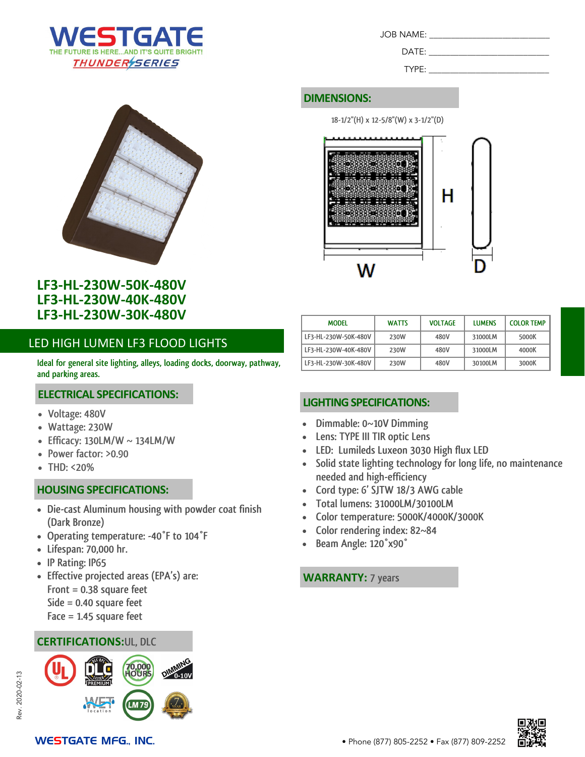# WESTGATE

THE FUTURE IS HERE...AND IT'S QUITE BRIGHT!

THUNDER SERIES

JOB NAME: ___________________________

DATE: ___________________________

TYPE: ___________________________

## LF3-HL-230W-50K-480V
## LF3-HL-230W-40K-480V
## LF3-HL-230W-30K-480V

## LED HIGH LUMEN LF3 FLOOD LIGHTS

Ideal for general site lighting, alleys, loading docks, doorway, pathway, and parking areas.

## DIMENSIONS:

18-1/2"(H) x 12-5/8"(W) x 3-1/2"(D)

| MODEL | WATTS | VOLTAGE | LUMENS | COLOR TEMP |
|---|---|---|---|---|
| LF3-HL-230W-50K-480V | 230W | 480V | 31000LM | 5000K |
| LF3-HL-230W-40K-480V | 230W | 480V | 31000LM | 4000K |
| LF3-HL-230W-30K-480V | 230W | 480V | 30100LM | 3000K |

## ELECTRICAL SPECIFICATIONS:

- Voltage: 480V
- Wattage: 230W
- Efficacy: 130LM/W ~ 134LM/W
- Power factor: >0.90
- THD: <20%

## HOUSING SPECIFICATIONS:

- Die-cast Aluminum housing with powder coat finish (Dark Bronze)
- Operating temperature: -40˚F to 104˚F
- Lifespan: 70,000 hr.
- IP Rating: IP65
- Effective projected areas (EPA's) are:
  Front = 0.38 square feet
  Side = 0.40 square feet
  Face = 1.45 square feet

## LIGHTING SPECIFICATIONS:

- Dimmable: 0~10V Dimming
- Lens: TYPE III TIR optic Lens
- LED: Lumileds Luxeon 3030 High flux LED
- Solid state lighting technology for long life, no maintenance needed and high-efficiency
- Cord type: 6' SJTW 18/3 AWG cable
- Total lumens: 31000LM/30100LM
- Color temperature: 5000K/4000K/3000K
- Color rendering index: 82~84
- Beam Angle: 120˚x90˚

## CERTIFICATIONS: UL, DLC

## WARRANTY: 7 years

Rev. 2020-02-13

WESTGATE MFG., INC. • Phone (877) 805-2252 • Fax (877) 809-2252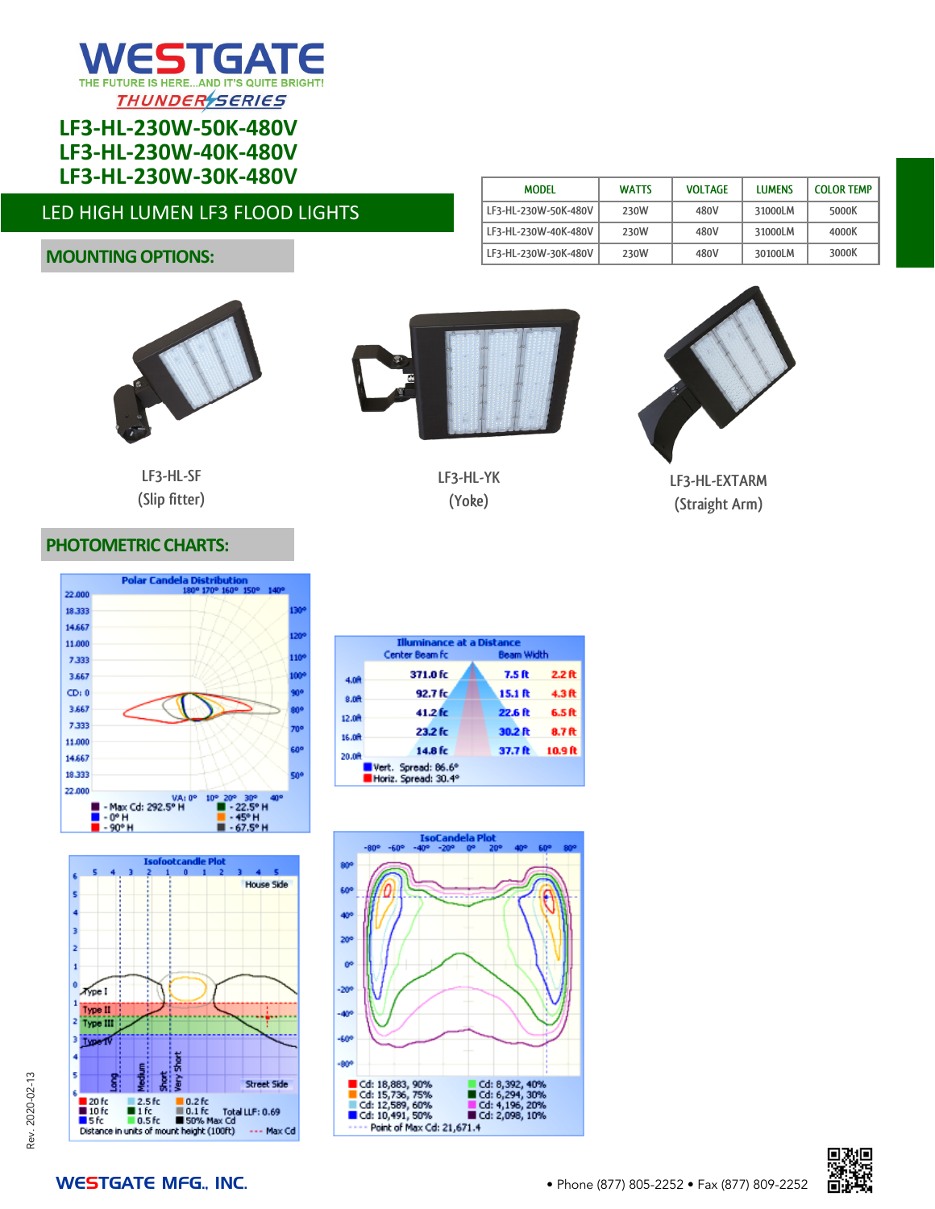# WESTGATE

THE FUTURE IS HERE...AND IT'S QUITE BRIGHT!

THUNDER SERIES

## LF3-HL-230W-50K-480V
## LF3-HL-230W-40K-480V
## LF3-HL-230W-30K-480V

| MODEL | WATTS | VOLTAGE | LUMENS | COLOR TEMP |
|---|---|---|---|---|
| LF3-HL-230W-50K-480V | 230W | 480V | 31000LM | 5000K |
| LF3-HL-230W-40K-480V | 230W | 480V | 31000LM | 4000K |
| LF3-HL-230W-30K-480V | 230W | 480V | 30100LM | 3000K |

## LED HIGH LUMEN LF3 FLOOD LIGHTS

### MOUNTING OPTIONS:

LF3-HL-SF
(Slip fitter)

LF3-HL-YK
(Yoke)

LF3-HL-EXTARM
(Straight Arm)

### PHOTOMETRIC CHARTS:

**Polar Candela Distribution**

- Max Cd: 292.5° H
- 0° H
- 90° H
- 22.5° H
- 45° H
- 67.5° H

**Illuminance at a Distance**

| Distance | Center Beam fc | Beam Width | |
|---|---|---|---|
| 4.0ft | 371.0 fc | 7.5 ft | 2.2 ft |
| 8.0ft | 92.7 fc | 15.1 ft | 4.3 ft |
| 12.0ft | 41.2 fc | 22.6 ft | 6.5 ft |
| 16.0ft | 23.2 fc | 30.2 ft | 8.7 ft |
| 20.0ft | 14.8 fc | 37.7 ft | 10.9 ft |

Vert. Spread: 86.6°
Horiz. Spread: 30.4°

**Isofootcandle Plot**

House Side / Street Side

Type I, Type II, Type III, Type IV; Long, Medium, Short, Very Short

20 fc, 10 fc, 5 fc, 2.5 fc, 1 fc, 0.5 fc, 0.2 fc, 0.1 fc, 50% Max Cd

Total LLF: 0.69

Distance in units of mount height (100ft) --- Max Cd

**IsoCandela Plot**

- Cd: 18,883, 90%
- Cd: 15,736, 75%
- Cd: 12,589, 60%
- Cd: 10,491, 50%
- Cd: 8,392, 40%
- Cd: 6,294, 30%
- Cd: 4,196, 20%
- Cd: 2,098, 10%

Point of Max Cd: 21,671.4

Rev. 2020-02-13

WESTGATE MFG., INC. • Phone (877) 805-2252 • Fax (877) 809-2252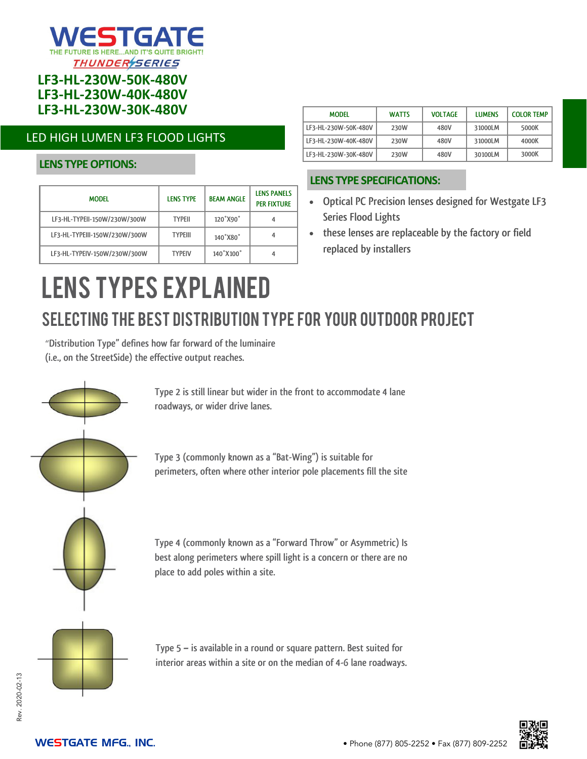# WESTGATE

THE FUTURE IS HERE...AND IT'S QUITE BRIGHT!

THUNDER SERIES

## LF3-HL-230W-50K-480V
## LF3-HL-230W-40K-480V
## LF3-HL-230W-30K-480V

| MODEL | WATTS | VOLTAGE | LUMENS | COLOR TEMP |
|---|---|---|---|---|
| LF3-HL-230W-50K-480V | 230W | 480V | 31000LM | 5000K |
| LF3-HL-230W-40K-480V | 230W | 480V | 31000LM | 4000K |
| LF3-HL-230W-30K-480V | 230W | 480V | 30100LM | 3000K |

## LED HIGH LUMEN LF3 FLOOD LIGHTS

### LENS TYPE OPTIONS:

| MODEL | LENS TYPE | BEAM ANGLE | LENS PANELS PER FIXTURE |
|---|---|---|---|
| LF3-HL-TYPEII-150W/230W/300W | TYPEII | 120˚X90˚ | 4 |
| LF3-HL-TYPEIII-150W/230W/300W | TYPEIII | 140˚X80˚ | 4 |
| LF3-HL-TYPEIV-150W/230W/300W | TYPEIV | 140˚X100˚ | 4 |

### LENS TYPE SPECIFICATIONS:

- Optical PC Precision lenses designed for Westgate LF3 Series Flood Lights
- these lenses are replaceable by the factory or field replaced by installers

# LENS TYPES EXPLAINED

## SELECTING THE BEST DISTRIBUTION TYPE FOR YOUR OUTDOOR PROJECT

"Distribution Type" defines how far forward of the luminaire (i.e., on the StreetSide) the effective output reaches.

Type 2 is still linear but wider in the front to accommodate 4 lane roadways, or wider drive lanes.

Type 3 (commonly known as a "Bat-Wing") is suitable for perimeters, often where other interior pole placements fill the site

Type 4 (commonly known as a "Forward Throw" or Asymmetric) Is best along perimeters where spill light is a concern or there are no place to add poles within a site.

Type 5 – is available in a round or square pattern. Best suited for interior areas within a site or on the median of 4-6 lane roadways.

Rev. 2020-02-13

WESTGATE MFG., INC. • Phone (877) 805-2252 • Fax (877) 809-2252